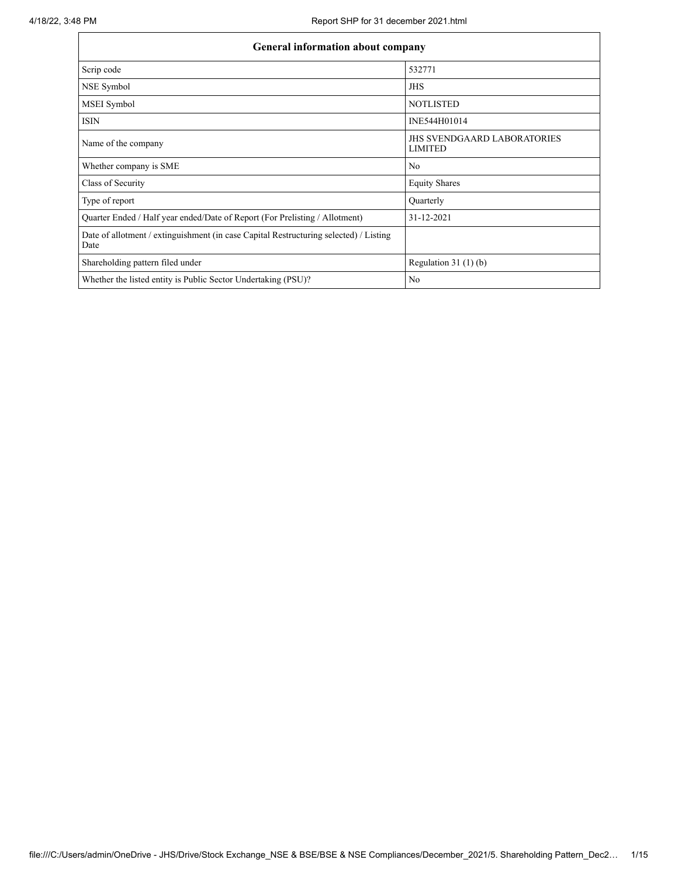| General information about company | |
|---|---|
| Scrip code | 532771 |
| NSE Symbol | JHS |
| MSEI Symbol | NOTLISTED |
| ISIN | INE544H01014 |
| Name of the company | JHS SVENDGAARD LABORATORIES LIMITED |
| Whether company is SME | No |
| Class of Security | Equity Shares |
| Type of report | Quarterly |
| Quarter Ended / Half year ended/Date of Report (For Prelisting / Allotment) | 31-12-2021 |
| Date of allotment / extinguishment (in case Capital Restructuring selected) / Listing Date | |
| Shareholding pattern filed under | Regulation 31 (1) (b) |
| Whether the listed entity is Public Sector Undertaking (PSU)? | No |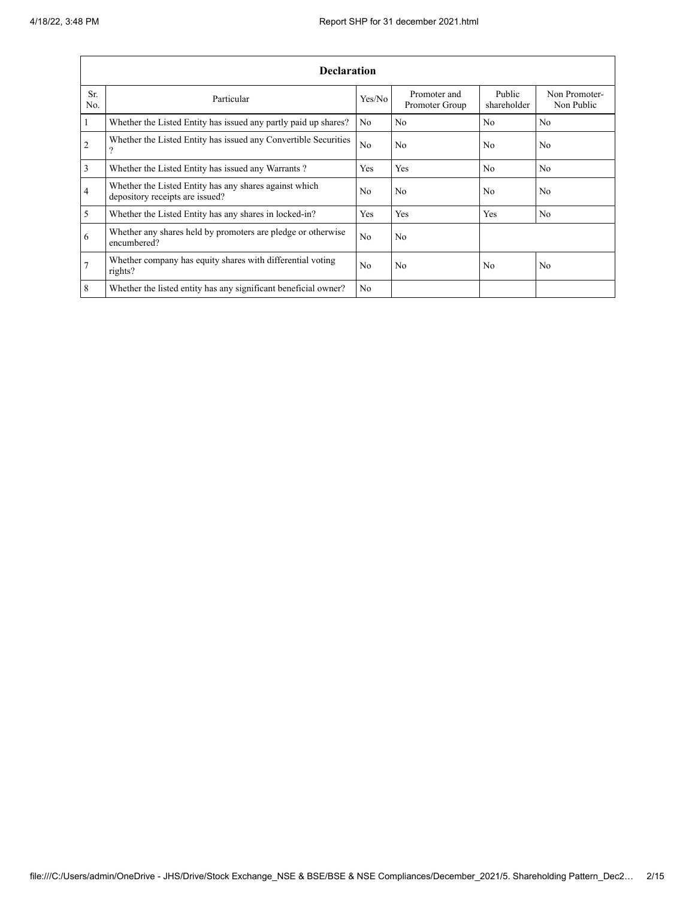| Declaration | | | | | |
|---|---|---|---|---|---|
| Sr. No. | Particular | Yes/No | Promoter and Promoter Group | Public shareholder | Non Promoter- Non Public |
| 1 | Whether the Listed Entity has issued any partly paid up shares? | No | No | No | No |
| 2 | Whether the Listed Entity has issued any Convertible Securities ? | No | No | No | No |
| 3 | Whether the Listed Entity has issued any Warrants ? | Yes | Yes | No | No |
| 4 | Whether the Listed Entity has any shares against which depository receipts are issued? | No | No | No | No |
| 5 | Whether the Listed Entity has any shares in locked-in? | Yes | Yes | Yes | No |
| 6 | Whether any shares held by promoters are pledge or otherwise encumbered? | No | No | | |
| 7 | Whether company has equity shares with differential voting rights? | No | No | No | No |
| 8 | Whether the listed entity has any significant beneficial owner? | No | | | |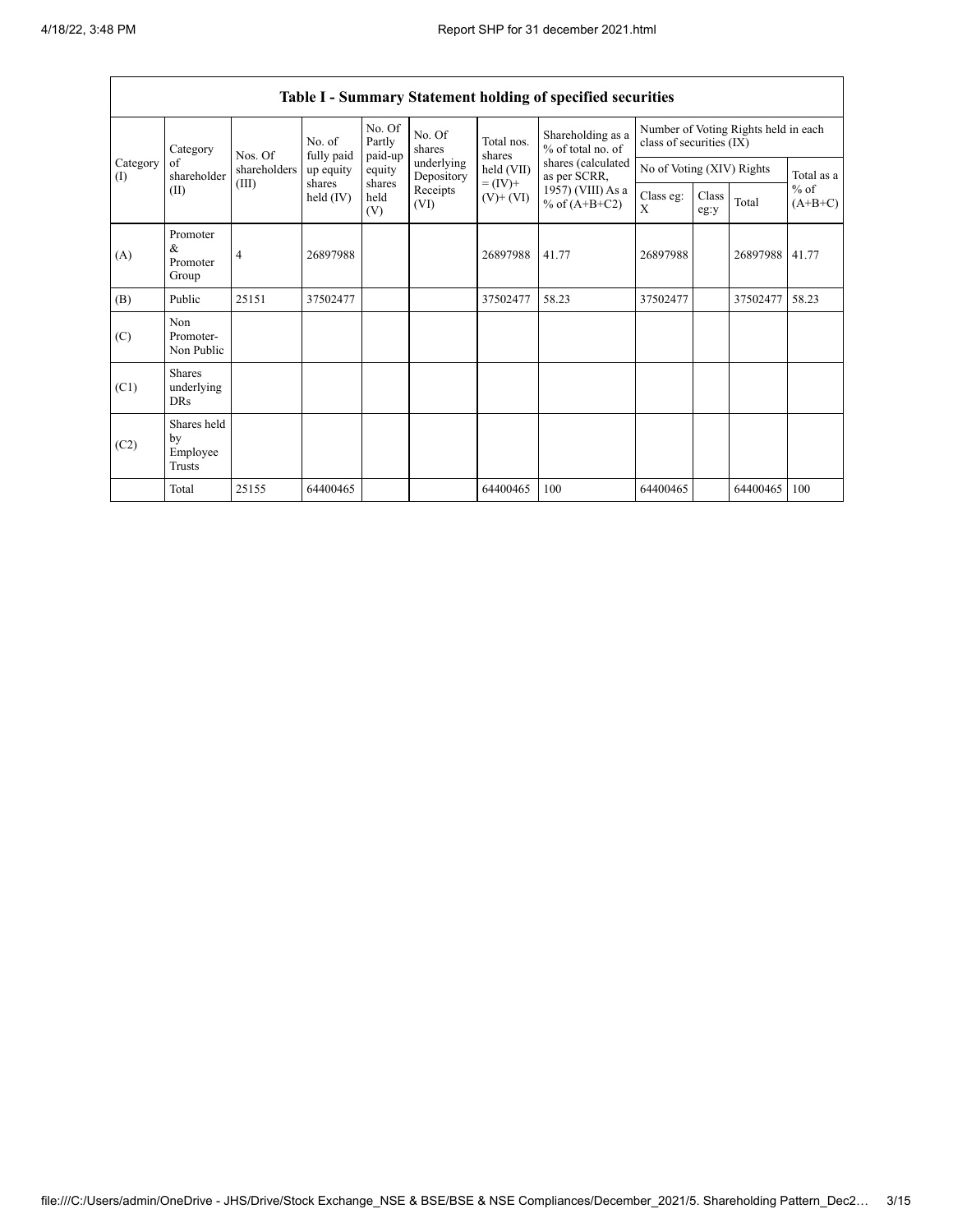| Table I - Summary Statement holding of specified securities | | | | | | | | | | | | |
|---|---|---|---|---|---|---|---|---|---|---|---|---|
| Category (I) | Category of shareholder (II) | Nos. Of shareholders (III) | No. of fully paid up equity shares held (IV) | No. Of Partly paid-up equity shares held (V) | No. Of shares underlying Depository Receipts (VI) | Total nos. shares held (VII) = (IV)+ (V)+ (VI) | Shareholding as a % of total no. of shares (calculated as per SCRR, 1957) (VIII) As a % of (A+B+C2) | Number of Voting Rights held in each class of securities (IX) | | | |
| | | | | | | | | No of Voting (XIV) Rights | | | Total as a % of (A+B+C) |
| | | | | | | | | Class eg: X | Class eg:y | Total | |
| (A) | Promoter & Promoter Group | 4 | 26897988 | | | 26897988 | 41.77 | 26897988 | | 26897988 | 41.77 |
| (B) | Public | 25151 | 37502477 | | | 37502477 | 58.23 | 37502477 | | 37502477 | 58.23 |
| (C) | Non Promoter- Non Public | | | | | | | | | | |
| (C1) | Shares underlying DRs | | | | | | | | | | |
| (C2) | Shares held by Employee Trusts | | | | | | | | | | |
| | Total | 25155 | 64400465 | | | 64400465 | 100 | 64400465 | | 64400465 | 100 |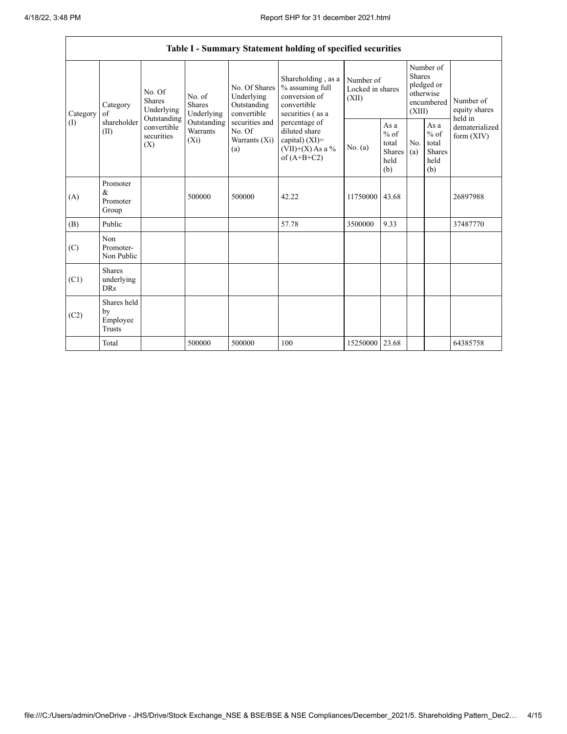| Table I - Summary Statement holding of specified securities | | | | | | | | | | | |
|---|---|---|---|---|---|---|---|---|---|---|---|
| Category (I) | Category of shareholder (II) | No. Of Shares Underlying Outstanding convertible securities (X) | No. of Shares Underlying Outstanding Warrants (Xi) | No. Of Shares Underlying Outstanding convertible securities and No. Of Warrants (Xi) (a) | Shareholding , as a % assuming full conversion of convertible securities ( as a percentage of diluted share capital) (XI)= (VII)+(X) As a % of (A+B+C2) | Number of Locked in shares (XII) | | Number of Shares pledged or otherwise encumbered (XIII) | | Number of equity shares held in dematerialized form (XIV) |
| | | | | | | No. (a) | As a % of total Shares held (b) | No. (a) | As a % of total Shares held (b) | |
| (A) | Promoter & Promoter Group | | 500000 | 500000 | 42.22 | 11750000 | 43.68 | | | 26897988 |
| (B) | Public | | | | 57.78 | 3500000 | 9.33 | | | 37487770 |
| (C) | Non Promoter- Non Public | | | | | | | | | |
| (C1) | Shares underlying DRs | | | | | | | | | |
| (C2) | Shares held by Employee Trusts | | | | | | | | | |
| | Total | | 500000 | 500000 | 100 | 15250000 | 23.68 | | | 64385758 |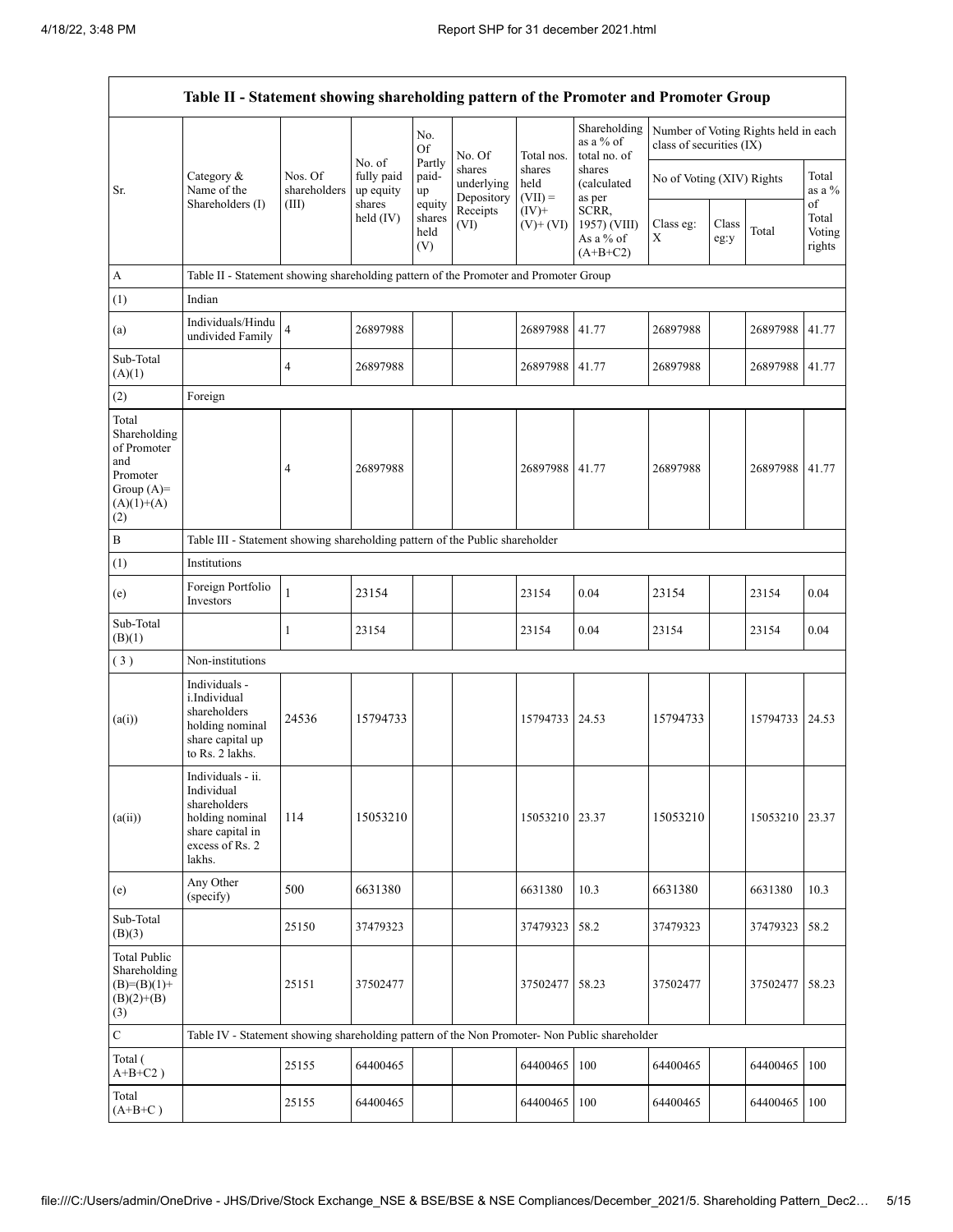| Table II - Statement showing shareholding pattern of the Promoter and Promoter Group | | | | | | | | | | | | |
|---|---|---|---|---|---|---|---|---|---|---|---|---|
| Sr. | Category & Name of the Shareholders (I) | Nos. Of shareholders (III) | No. of fully paid up equity shares held (IV) | No. Of Partly paid-up equity shares held (V) | No. Of shares underlying Depository Receipts (VI) | Total nos. shares held (VII) = (IV)+ (V)+ (VI) | Shareholding as a % of total no. of shares (calculated as per SCRR, 1957) (VIII) As a % of (A+B+C2) | Number of Voting Rights held in each class of securities (IX) | | | |
| | | | | | | | | No of Voting (XIV) Rights | | | Total as a % of Total Voting rights |
| | | | | | | | | Class eg: X | Class eg:y | Total | |
| A | Table II - Statement showing shareholding pattern of the Promoter and Promoter Group | | | | | | | | | | |
| (1) | Indian | | | | | | | | | | |
| (a) | Individuals/Hindu undivided Family | 4 | 26897988 | | | 26897988 | 41.77 | 26897988 | | 26897988 | 41.77 |
| Sub-Total (A)(1) | | 4 | 26897988 | | | 26897988 | 41.77 | 26897988 | | 26897988 | 41.77 |
| (2) | Foreign | | | | | | | | | | |
| Total Shareholding of Promoter and Promoter Group (A)=(A)(1)+(A)(2) | | 4 | 26897988 | | | 26897988 | 41.77 | 26897988 | | 26897988 | 41.77 |
| B | Table III - Statement showing shareholding pattern of the Public shareholder | | | | | | | | | | |
| (1) | Institutions | | | | | | | | | | |
| (e) | Foreign Portfolio Investors | 1 | 23154 | | | 23154 | 0.04 | 23154 | | 23154 | 0.04 |
| Sub-Total (B)(1) | | 1 | 23154 | | | 23154 | 0.04 | 23154 | | 23154 | 0.04 |
| (3) | Non-institutions | | | | | | | | | | |
| (a(i)) | Individuals - i.Individual shareholders holding nominal share capital up to Rs. 2 lakhs. | 24536 | 15794733 | | | 15794733 | 24.53 | 15794733 | | 15794733 | 24.53 |
| (a(ii)) | Individuals - ii. Individual shareholders holding nominal share capital in excess of Rs. 2 lakhs. | 114 | 15053210 | | | 15053210 | 23.37 | 15053210 | | 15053210 | 23.37 |
| (e) | Any Other (specify) | 500 | 6631380 | | | 6631380 | 10.3 | 6631380 | | 6631380 | 10.3 |
| Sub-Total (B)(3) | | 25150 | 37479323 | | | 37479323 | 58.2 | 37479323 | | 37479323 | 58.2 |
| Total Public Shareholding (B)=(B)(1)+(B)(2)+(B)(3) | | 25151 | 37502477 | | | 37502477 | 58.23 | 37502477 | | 37502477 | 58.23 |
| C | Table IV - Statement showing shareholding pattern of the Non Promoter- Non Public shareholder | | | | | | | | | | |
| Total ( A+B+C2 ) | | 25155 | 64400465 | | | 64400465 | 100 | 64400465 | | 64400465 | 100 |
| Total (A+B+C ) | | 25155 | 64400465 | | | 64400465 | 100 | 64400465 | | 64400465 | 100 |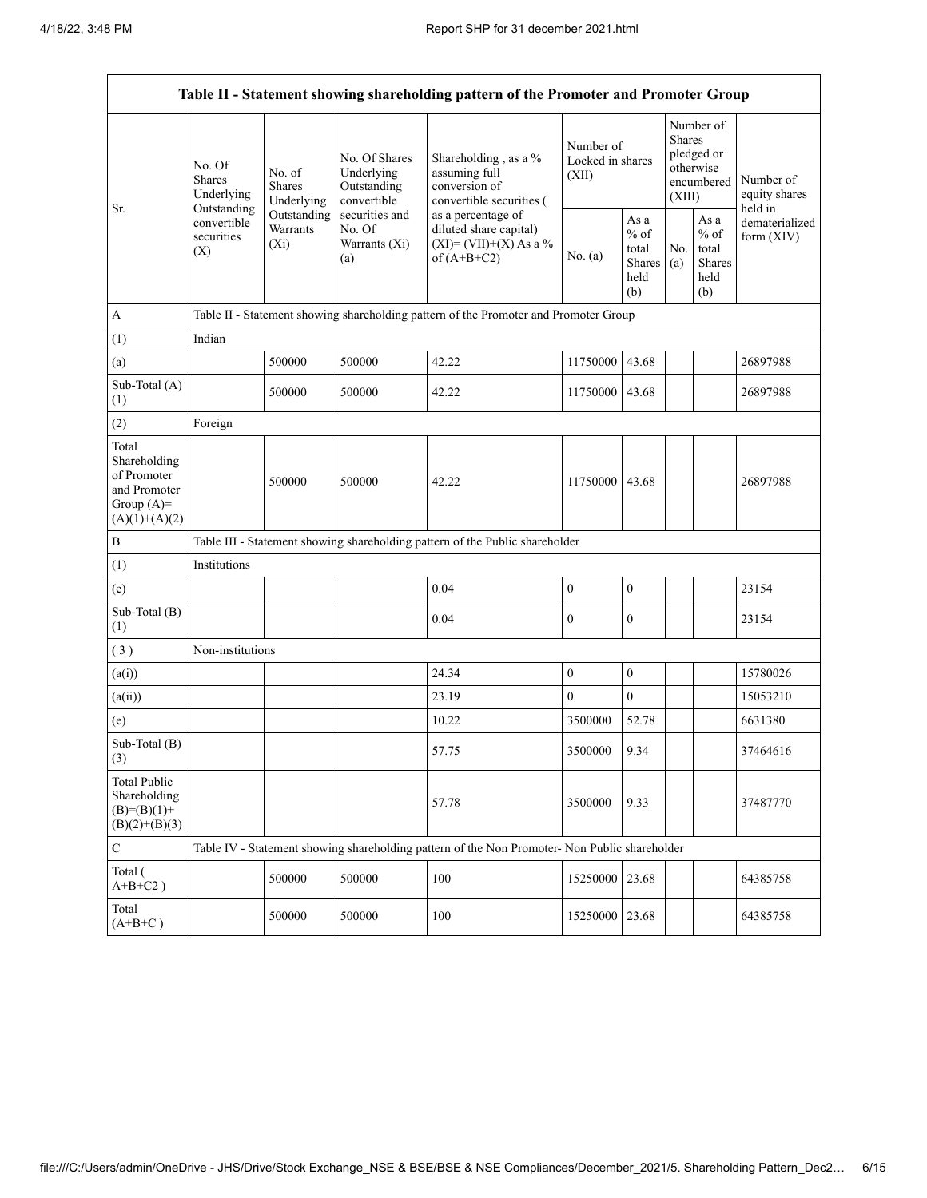| Table II - Statement showing shareholding pattern of the Promoter and Promoter Group | | | | | | | | | |
|---|---|---|---|---|---|---|---|---|---|
| Sr. | No. Of Shares Underlying Outstanding convertible securities (X) | No. of Shares Underlying Outstanding Warrants (Xi) | No. Of Shares Underlying Outstanding convertible securities and No. Of Warrants (Xi) (a) | Shareholding , as a % assuming full conversion of convertible securities ( as a percentage of diluted share capital) (XI)= (VII)+(X) As a % of (A+B+C2) | Number of Locked in shares (XII) | | Number of Shares pledged or otherwise encumbered (XIII) | | Number of equity shares held in dematerialized form (XIV) |
| | | | | | No. (a) | As a % of total Shares held (b) | No. (a) | As a % of total Shares held (b) | |
| A | Table II - Statement showing shareholding pattern of the Promoter and Promoter Group | | | | | | | | |
| (1) | Indian | | | | | | | | |
| (a) | | 500000 | 500000 | 42.22 | 11750000 | 43.68 | | | 26897988 |
| Sub-Total (A) (1) | | 500000 | 500000 | 42.22 | 11750000 | 43.68 | | | 26897988 |
| (2) | Foreign | | | | | | | | |
| Total Shareholding of Promoter and Promoter Group (A)= (A)(1)+(A)(2) | | 500000 | 500000 | 42.22 | 11750000 | 43.68 | | | 26897988 |
| B | Table III - Statement showing shareholding pattern of the Public shareholder | | | | | | | | |
| (1) | Institutions | | | | | | | | |
| (e) | | | | 0.04 | 0 | 0 | | | 23154 |
| Sub-Total (B) (1) | | | | 0.04 | 0 | 0 | | | 23154 |
| ( 3 ) | Non-institutions | | | | | | | | |
| (a(i)) | | | | 24.34 | 0 | 0 | | | 15780026 |
| (a(ii)) | | | | 23.19 | 0 | 0 | | | 15053210 |
| (e) | | | | 10.22 | 3500000 | 52.78 | | | 6631380 |
| Sub-Total (B) (3) | | | | 57.75 | 3500000 | 9.34 | | | 37464616 |
| Total Public Shareholding (B)=(B)(1)+ (B)(2)+(B)(3) | | | | 57.78 | 3500000 | 9.33 | | | 37487770 |
| C | Table IV - Statement showing shareholding pattern of the Non Promoter- Non Public shareholder | | | | | | | | |
| Total ( A+B+C2 ) | | 500000 | 500000 | 100 | 15250000 | 23.68 | | | 64385758 |
| Total (A+B+C ) | | 500000 | 500000 | 100 | 15250000 | 23.68 | | | 64385758 |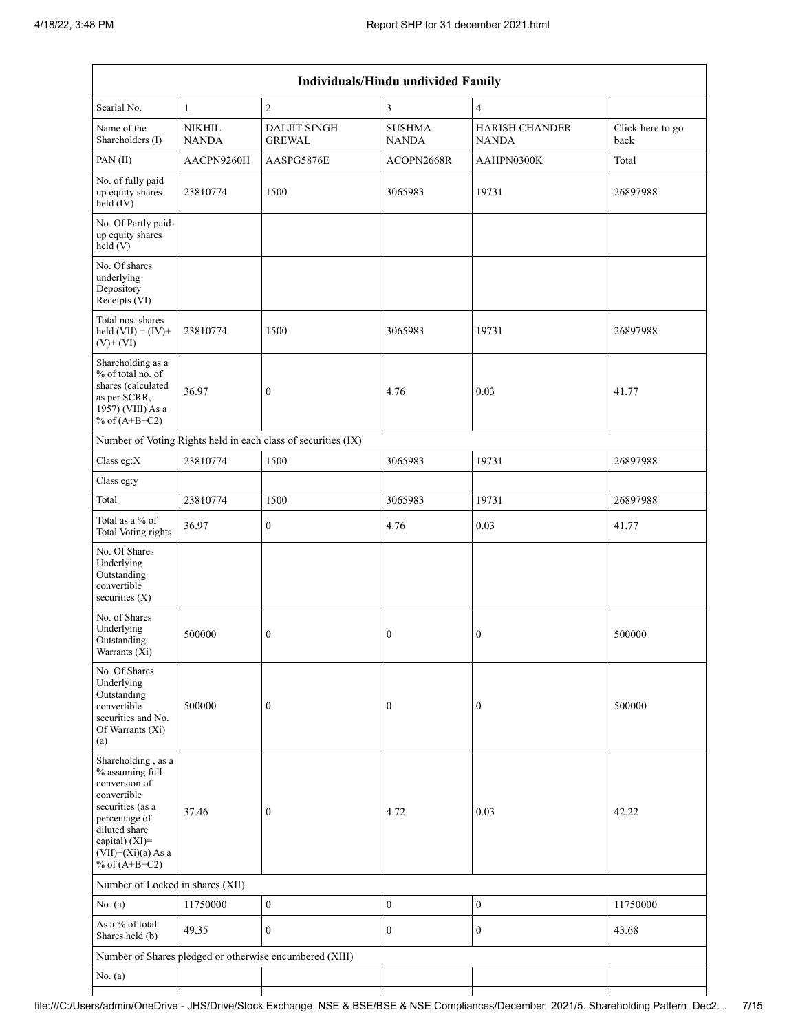| Individuals/Hindu undivided Family | | | | | |
|---|---|---|---|---|---|
| Searial No. | 1 | 2 | 3 | 4 | |
| Name of the Shareholders (I) | NIKHIL NANDA | DALJIT SINGH GREWAL | SUSHMA NANDA | HARISH CHANDER NANDA | Click here to go back |
| PAN (II) | AACPN9260H | AASPG5876E | ACOPN2668R | AAHPN0300K | Total |
| No. of fully paid up equity shares held (IV) | 23810774 | 1500 | 3065983 | 19731 | 26897988 |
| No. Of Partly paid-up equity shares held (V) | | | | | |
| No. Of shares underlying Depository Receipts (VI) | | | | | |
| Total nos. shares held (VII) = (IV)+ (V)+ (VI) | 23810774 | 1500 | 3065983 | 19731 | 26897988 |
| Shareholding as a % of total no. of shares (calculated as per SCRR, 1957) (VIII) As a % of (A+B+C2) | 36.97 | 0 | 4.76 | 0.03 | 41.77 |
| Number of Voting Rights held in each class of securities (IX) | | | | | |
| Class eg:X | 23810774 | 1500 | 3065983 | 19731 | 26897988 |
| Class eg:y | | | | | |
| Total | 23810774 | 1500 | 3065983 | 19731 | 26897988 |
| Total as a % of Total Voting rights | 36.97 | 0 | 4.76 | 0.03 | 41.77 |
| No. Of Shares Underlying Outstanding convertible securities (X) | | | | | |
| No. of Shares Underlying Outstanding Warrants (Xi) | 500000 | 0 | 0 | 0 | 500000 |
| No. Of Shares Underlying Outstanding convertible securities and No. Of Warrants (Xi) (a) | 500000 | 0 | 0 | 0 | 500000 |
| Shareholding , as a % assuming full conversion of convertible securities (as a percentage of diluted share capital) (XI)= (VII)+(Xi)(a) As a % of (A+B+C2) | 37.46 | 0 | 4.72 | 0.03 | 42.22 |
| Number of Locked in shares (XII) | | | | | |
| No. (a) | 11750000 | 0 | 0 | 0 | 11750000 |
| As a % of total Shares held (b) | 49.35 | 0 | 0 | 0 | 43.68 |
| Number of Shares pledged or otherwise encumbered (XIII) | | | | | |
| No. (a) | | | | | |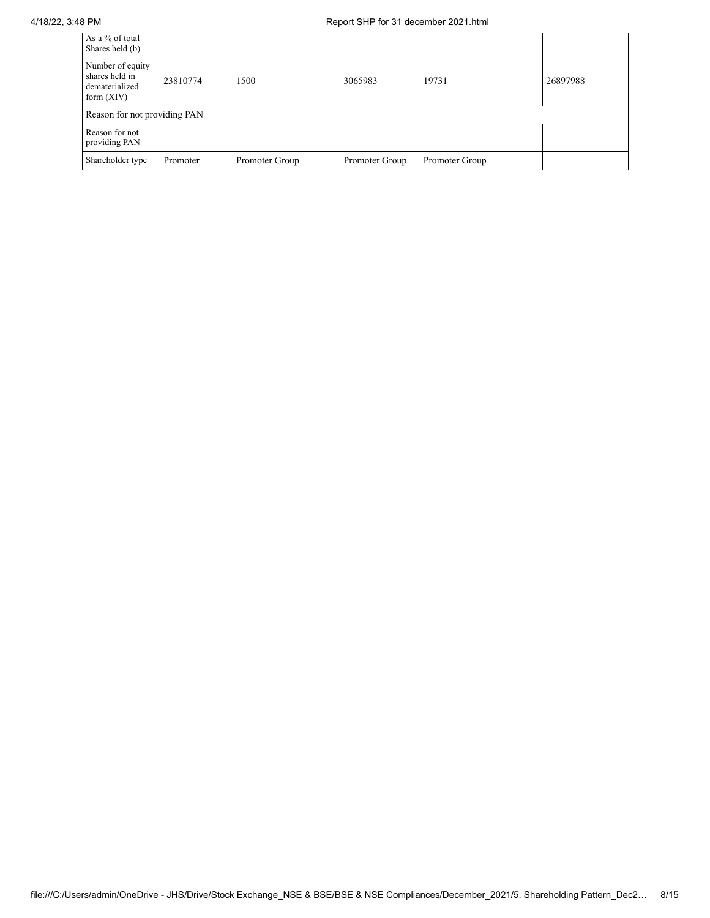| | | | | | |
|---|---|---|---|---|---|
| As a % of total Shares held (b) | | | | | |
| Number of equity shares held in dematerialized form (XIV) | 23810774 | 1500 | 3065983 | 19731 | 26897988 |
| Reason for not providing PAN | | | | | |
| Reason for not providing PAN | | | | | |
| Shareholder type | Promoter | Promoter Group | Promoter Group | Promoter Group | |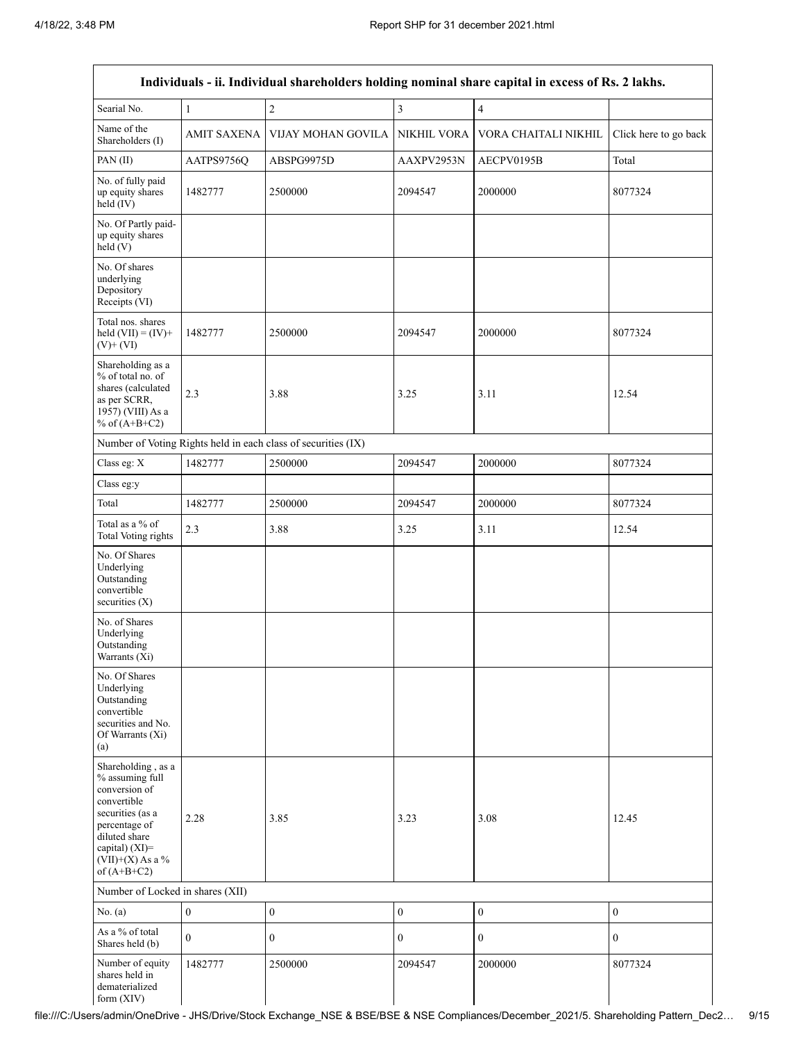| Individuals - ii. Individual shareholders holding nominal share capital in excess of Rs. 2 lakhs. | | | | | |
|---|---|---|---|---|---|
| Searial No. | 1 | 2 | 3 | 4 | |
| Name of the Shareholders (I) | AMIT SAXENA | VIJAY MOHAN GOVILA | NIKHIL VORA | VORA CHAITALI NIKHIL | Click here to go back |
| PAN (II) | AATPS9756Q | ABSPG9975D | AAXPV2953N | AECPV0195B | Total |
| No. of fully paid up equity shares held (IV) | 1482777 | 2500000 | 2094547 | 2000000 | 8077324 |
| No. Of Partly paid-up equity shares held (V) | | | | | |
| No. Of shares underlying Depository Receipts (VI) | | | | | |
| Total nos. shares held (VII) = (IV)+ (V)+ (VI) | 1482777 | 2500000 | 2094547 | 2000000 | 8077324 |
| Shareholding as a % of total no. of shares (calculated as per SCRR, 1957) (VIII) As a % of (A+B+C2) | 2.3 | 3.88 | 3.25 | 3.11 | 12.54 |
| Number of Voting Rights held in each class of securities (IX) | | | | | |
| Class eg: X | 1482777 | 2500000 | 2094547 | 2000000 | 8077324 |
| Class eg:y | | | | | |
| Total | 1482777 | 2500000 | 2094547 | 2000000 | 8077324 |
| Total as a % of Total Voting rights | 2.3 | 3.88 | 3.25 | 3.11 | 12.54 |
| No. Of Shares Underlying Outstanding convertible securities (X) | | | | | |
| No. of Shares Underlying Outstanding Warrants (Xi) | | | | | |
| No. Of Shares Underlying Outstanding convertible securities and No. Of Warrants (Xi) (a) | | | | | |
| Shareholding , as a % assuming full conversion of convertible securities (as a percentage of diluted share capital) (XI)= (VII)+(X) As a % of (A+B+C2) | 2.28 | 3.85 | 3.23 | 3.08 | 12.45 |
| Number of Locked in shares (XII) | | | | | |
| No. (a) | 0 | 0 | 0 | 0 | 0 |
| As a % of total Shares held (b) | 0 | 0 | 0 | 0 | 0 |
| Number of equity shares held in dematerialized form (XIV) | 1482777 | 2500000 | 2094547 | 2000000 | 8077324 |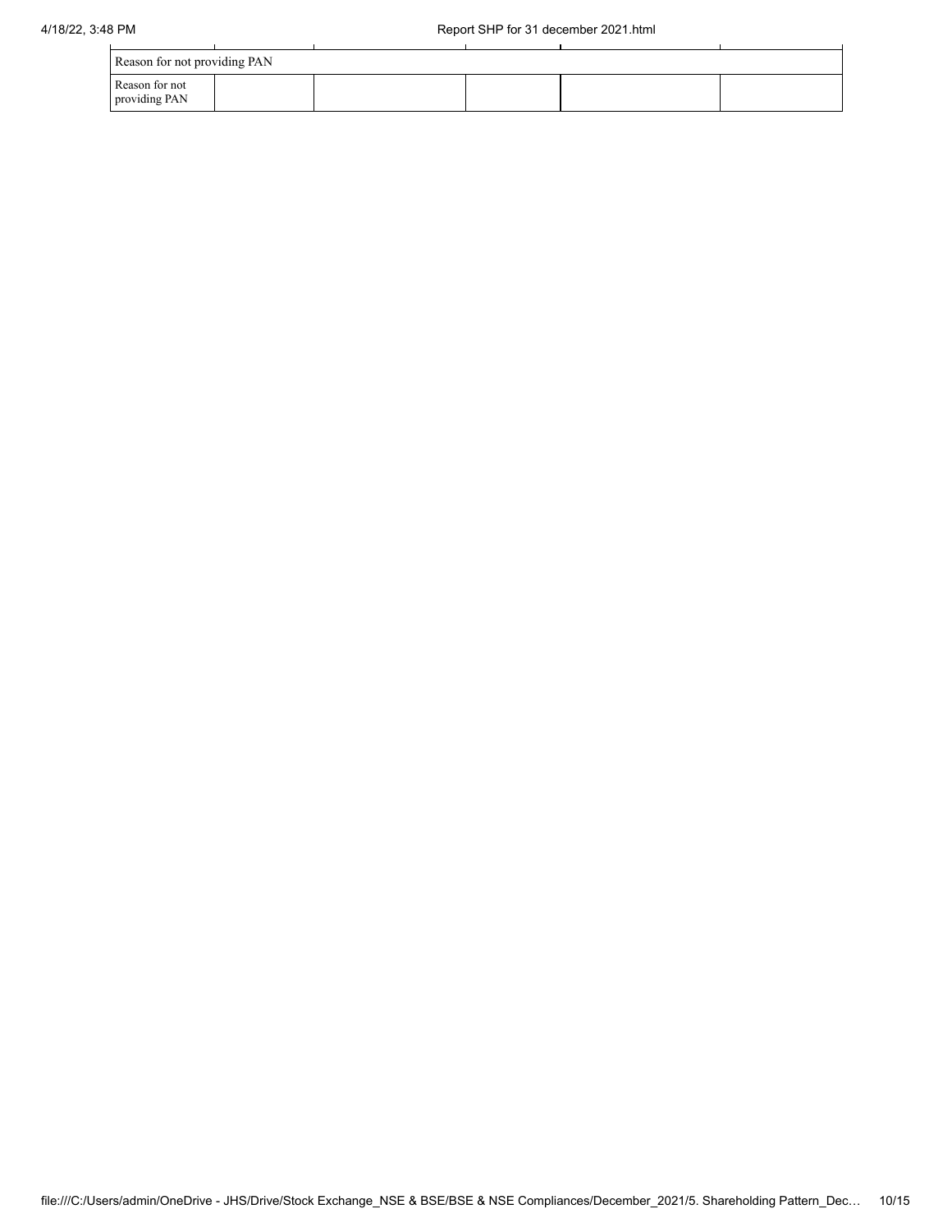| Reason for not providing PAN | | | | | |
|---|---|---|---|---|---|
| Reason for not providing PAN | | | | | |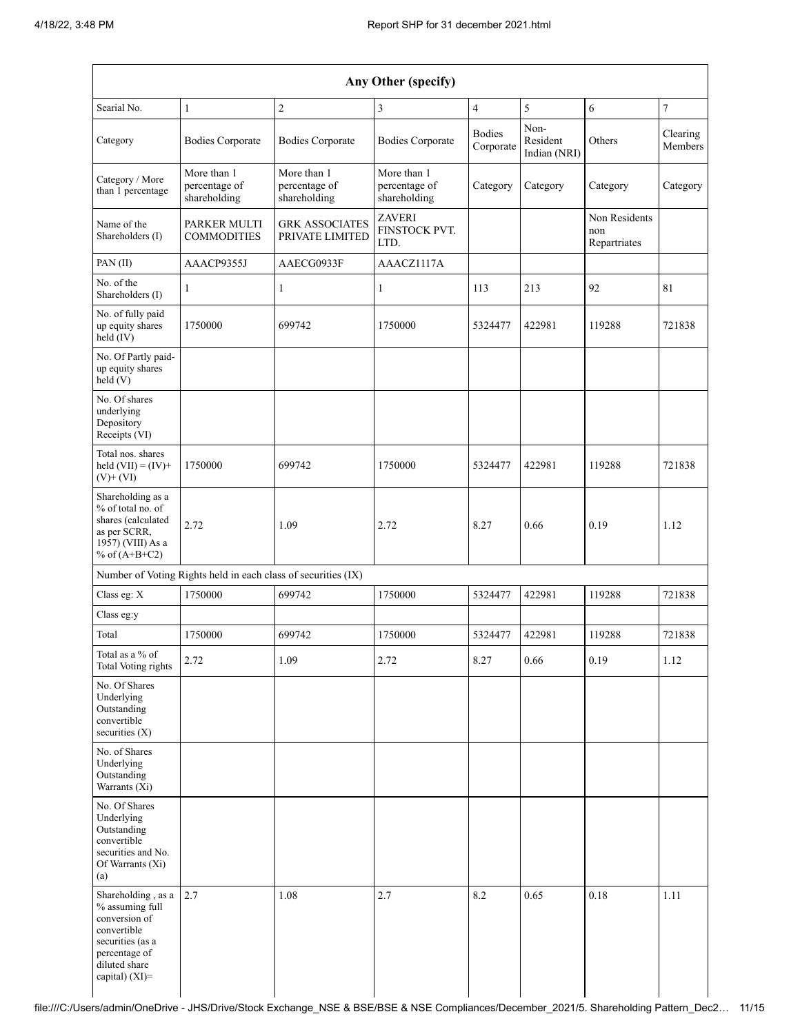| Any Other (specify) | | | | | | | |
|---|---|---|---|---|---|---|---|
| Searial No. | 1 | 2 | 3 | 4 | 5 | 6 | 7 |
| Category | Bodies Corporate | Bodies Corporate | Bodies Corporate | Bodies Corporate | Non-Resident Indian (NRI) | Others | Clearing Members |
| Category / More than 1 percentage | More than 1 percentage of shareholding | More than 1 percentage of shareholding | More than 1 percentage of shareholding | Category | Category | Category | Category |
| Name of the Shareholders (I) | PARKER MULTI COMMODITIES | GRK ASSOCIATES PRIVATE LIMITED | ZAVERI FINSTOCK PVT. LTD. | | | Non Residents non Repartriates | |
| PAN (II) | AAACP9355J | AAECG0933F | AAACZ1117A | | | | |
| No. of the Shareholders (I) | 1 | 1 | 1 | 113 | 213 | 92 | 81 |
| No. of fully paid up equity shares held (IV) | 1750000 | 699742 | 1750000 | 5324477 | 422981 | 119288 | 721838 |
| No. Of Partly paid-up equity shares held (V) | | | | | | | |
| No. Of shares underlying Depository Receipts (VI) | | | | | | | |
| Total nos. shares held (VII) = (IV)+ (V)+ (VI) | 1750000 | 699742 | 1750000 | 5324477 | 422981 | 119288 | 721838 |
| Shareholding as a % of total no. of shares (calculated as per SCRR, 1957) (VIII) As a % of (A+B+C2) | 2.72 | 1.09 | 2.72 | 8.27 | 0.66 | 0.19 | 1.12 |
| Number of Voting Rights held in each class of securities (IX) | | | | | | | |
| Class eg: X | 1750000 | 699742 | 1750000 | 5324477 | 422981 | 119288 | 721838 |
| Class eg:y | | | | | | | |
| Total | 1750000 | 699742 | 1750000 | 5324477 | 422981 | 119288 | 721838 |
| Total as a % of Total Voting rights | 2.72 | 1.09 | 2.72 | 8.27 | 0.66 | 0.19 | 1.12 |
| No. Of Shares Underlying Outstanding convertible securities (X) | | | | | | | |
| No. of Shares Underlying Outstanding Warrants (Xi) | | | | | | | |
| No. Of Shares Underlying Outstanding convertible securities and No. Of Warrants (Xi) (a) | | | | | | | |
| Shareholding , as a % assuming full conversion of convertible securities (as a percentage of diluted share capital) (XI)= | 2.7 | 1.08 | 2.7 | 8.2 | 0.65 | 0.18 | 1.11 |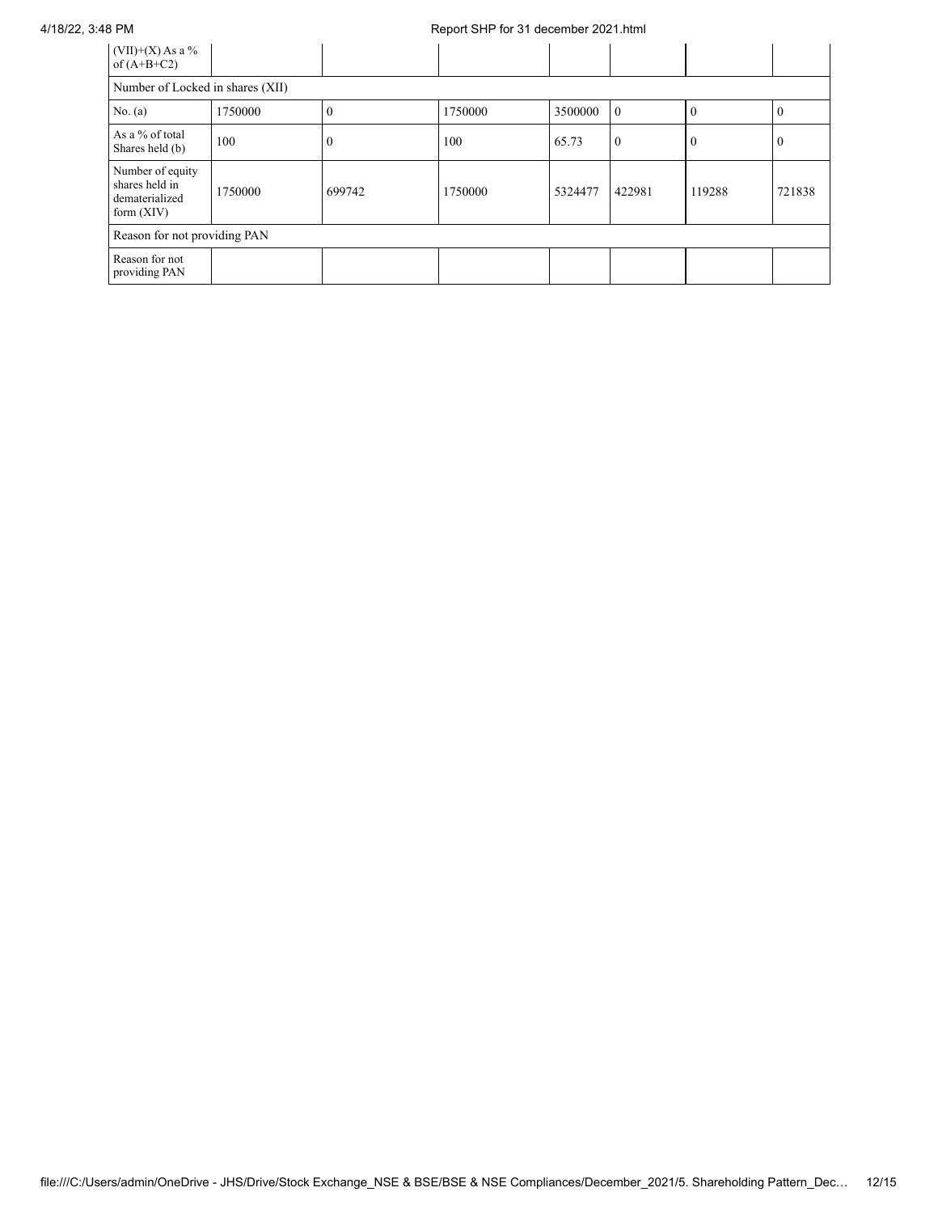| (VII)+(X) As a % of (A+B+C2) | | | | | | | |
|---|---|---|---|---|---|---|---|
| Number of Locked in shares (XII) | | | | | | | |
| No. (a) | 1750000 | 0 | 1750000 | 3500000 | 0 | 0 | 0 |
| As a % of total Shares held (b) | 100 | 0 | 100 | 65.73 | 0 | 0 | 0 |
| Number of equity shares held in dematerialized form (XIV) | 1750000 | 699742 | 1750000 | 5324477 | 422981 | 119288 | 721838 |
| Reason for not providing PAN | | | | | | | |
| Reason for not providing PAN | | | | | | | |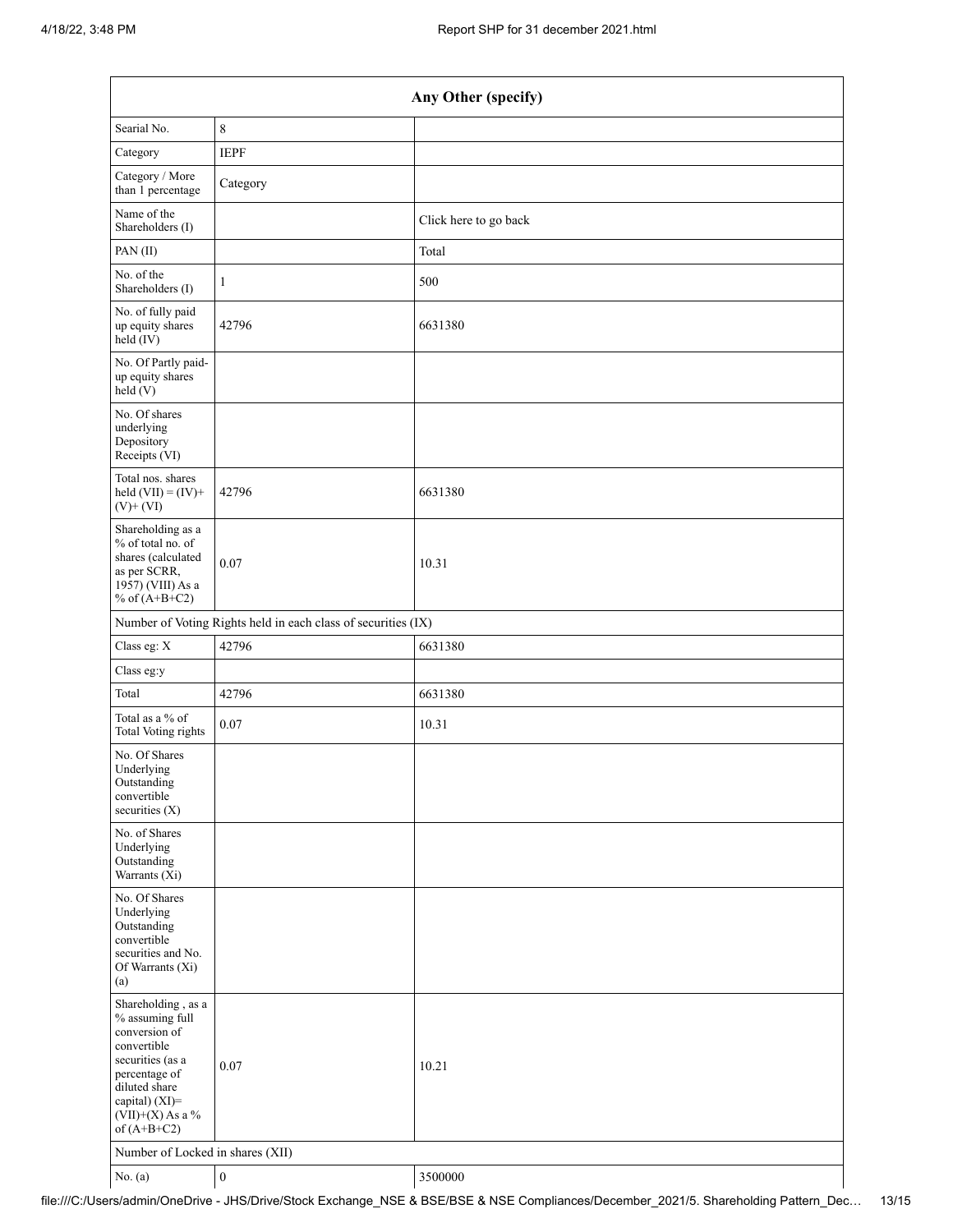| Any Other (specify) | | |
|---|---|---|
| Searial No. | 8 | |
| Category | IEPF | |
| Category / More than 1 percentage | Category | |
| Name of the Shareholders (I) | | Click here to go back |
| PAN (II) | | Total |
| No. of the Shareholders (I) | 1 | 500 |
| No. of fully paid up equity shares held (IV) | 42796 | 6631380 |
| No. Of Partly paid-up equity shares held (V) | | |
| No. Of shares underlying Depository Receipts (VI) | | |
| Total nos. shares held (VII) = (IV)+ (V)+ (VI) | 42796 | 6631380 |
| Shareholding as a % of total no. of shares (calculated as per SCRR, 1957) (VIII) As a % of (A+B+C2) | 0.07 | 10.31 |
| Number of Voting Rights held in each class of securities (IX) | | |
| Class eg: X | 42796 | 6631380 |
| Class eg:y | | |
| Total | 42796 | 6631380 |
| Total as a % of Total Voting rights | 0.07 | 10.31 |
| No. Of Shares Underlying Outstanding convertible securities (X) | | |
| No. of Shares Underlying Outstanding Warrants (Xi) | | |
| No. Of Shares Underlying Outstanding convertible securities and No. Of Warrants (Xi) (a) | | |
| Shareholding , as a % assuming full conversion of convertible securities (as a percentage of diluted share capital) (XI)= (VII)+(X) As a % of (A+B+C2) | 0.07 | 10.21 |
| Number of Locked in shares (XII) | | |
| No. (a) | 0 | 3500000 |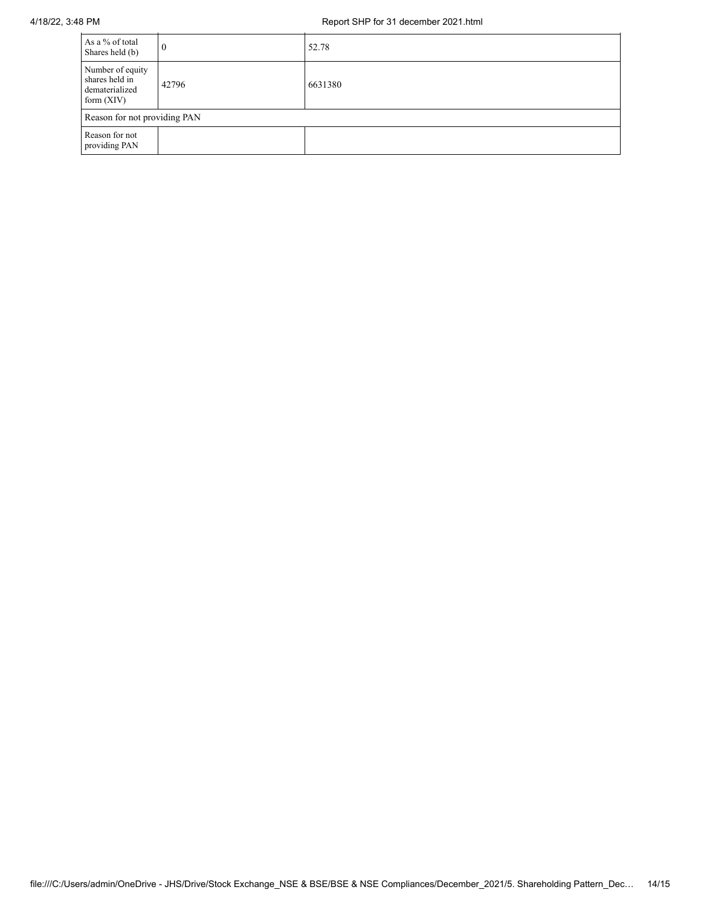| | | |
|---|---|---|
| As a % of total Shares held (b) | 0 | 52.78 |
| Number of equity shares held in dematerialized form (XIV) | 42796 | 6631380 |
| Reason for not providing PAN | | |
| Reason for not providing PAN | | |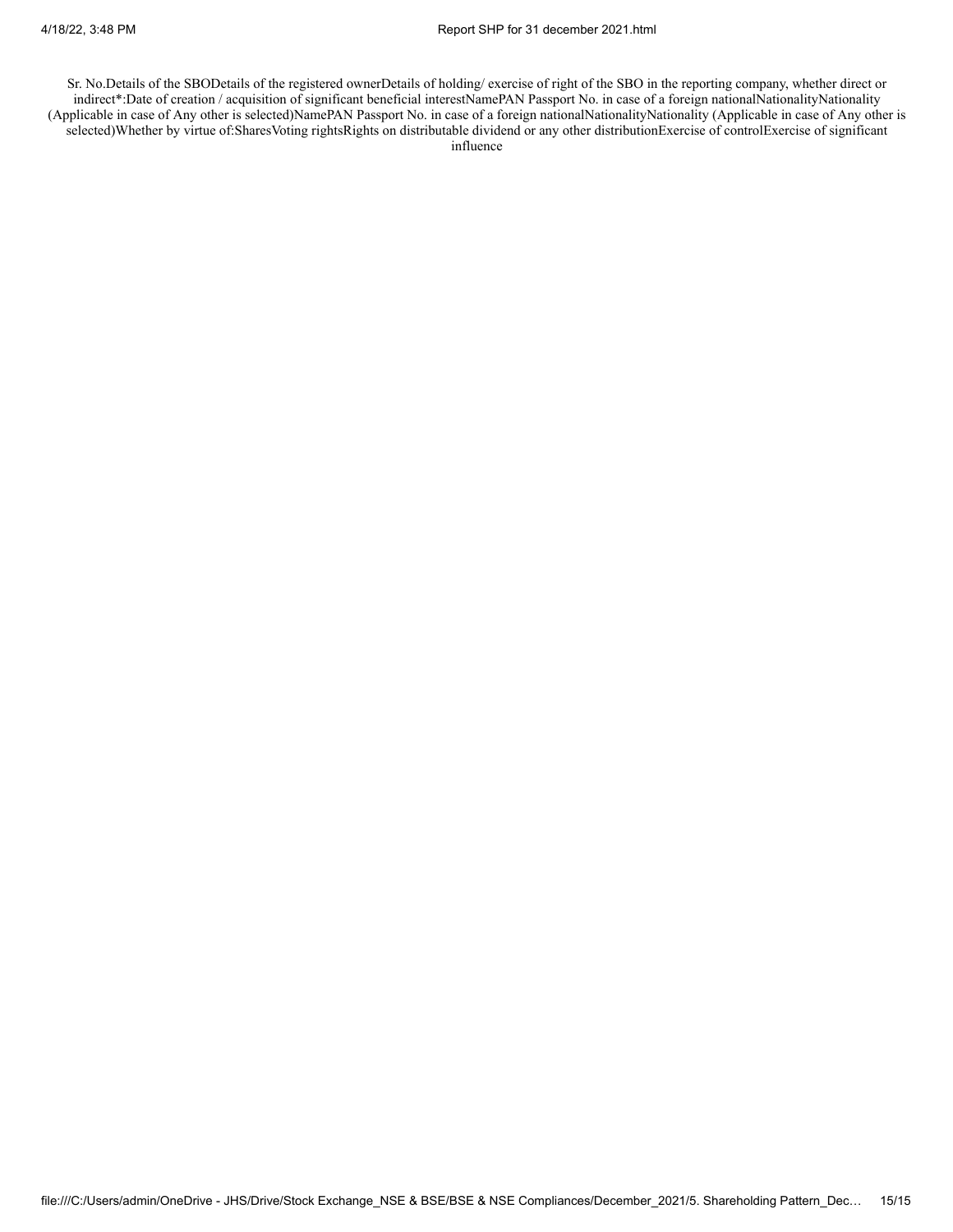Sr. No.Details of the SBODetails of the registered ownerDetails of holding/ exercise of right of the SBO in the reporting company, whether direct or indirect*:Date of creation / acquisition of significant beneficial interestNamePAN Passport No. in case of a foreign nationalNationalityNationality (Applicable in case of Any other is selected)NamePAN Passport No. in case of a foreign nationalNationalityNationality (Applicable in case of Any other is selected)Whether by virtue of:SharesVoting rightsRights on distributable dividend or any other distributionExercise of controlExercise of significant influence